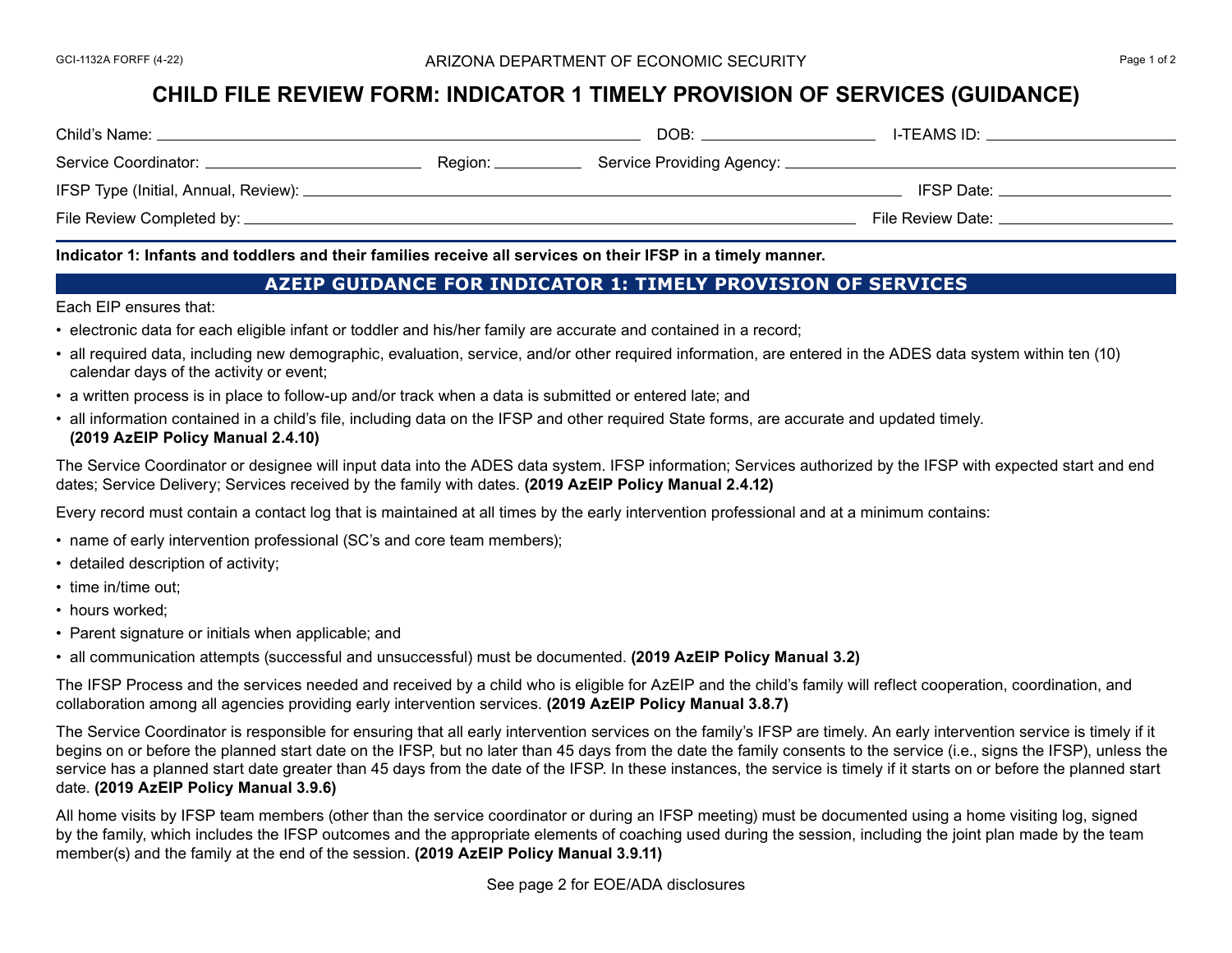ARIZONA DEPARTMENT OF ECONOMIC SECURITY

# CHILD FILE REVIEW FORM: INDICATOR 1 TIMELY PROVISION OF SERVICES (GUIDANCE)

Child's Name: \_\_\_\_\_\_\_\_\_\_\_\_\_\_\_\_\_\_\_\_ DOB: \_\_\_\_\_\_\_\_\_\_\_\_ I-TEAMS ID: \_\_\_\_\_\_\_\_\_\_\_\_

Service Coordinator: \_\_\_\_\_\_\_\_\_\_\_\_\_\_\_\_ Region: \_\_\_\_\_\_\_\_ Service Providing Agency: \_\_\_\_\_\_\_\_\_\_\_\_\_\_\_\_

IFSP Type (Initial, Annual, Review): \_\_\_\_\_\_\_\_\_\_\_\_\_\_\_\_\_\_\_\_ IFSP Date: \_\_\_\_\_\_\_\_\_\_\_\_

File Review Completed by: \_\_\_\_\_\_\_\_\_\_\_\_\_\_\_\_\_\_\_\_ File Review Date: \_\_\_\_\_\_\_\_\_\_\_\_

**Indicator 1: Infants and toddlers and their families receive all services on their IFSP in a timely manner.**

## AZEIP GUIDANCE FOR INDICATOR 1: TIMELY PROVISION OF SERVICES

Each EIP ensures that:

- electronic data for each eligible infant or toddler and his/her family are accurate and contained in a record;
- all required data, including new demographic, evaluation, service, and/or other required information, are entered in the ADES data system within ten (10) calendar days of the activity or event;
- a written process is in place to follow-up and/or track when a data is submitted or entered late; and
- all information contained in a child's file, including data on the IFSP and other required State forms, are accurate and updated timely. **(2019 AzEIP Policy Manual 2.4.10)**

The Service Coordinator or designee will input data into the ADES data system. IFSP information; Services authorized by the IFSP with expected start and end dates; Service Delivery; Services received by the family with dates. **(2019 AzEIP Policy Manual 2.4.12)**

Every record must contain a contact log that is maintained at all times by the early intervention professional and at a minimum contains:

- name of early intervention professional (SC's and core team members);
- detailed description of activity;
- time in/time out;
- hours worked;
- Parent signature or initials when applicable; and
- all communication attempts (successful and unsuccessful) must be documented. **(2019 AzEIP Policy Manual 3.2)**

The IFSP Process and the services needed and received by a child who is eligible for AzEIP and the child's family will reflect cooperation, coordination, and collaboration among all agencies providing early intervention services. **(2019 AzEIP Policy Manual 3.8.7)**

The Service Coordinator is responsible for ensuring that all early intervention services on the family's IFSP are timely. An early intervention service is timely if it begins on or before the planned start date on the IFSP, but no later than 45 days from the date the family consents to the service (i.e., signs the IFSP), unless the service has a planned start date greater than 45 days from the date of the IFSP. In these instances, the service is timely if it starts on or before the planned start date. **(2019 AzEIP Policy Manual 3.9.6)**

All home visits by IFSP team members (other than the service coordinator or during an IFSP meeting) must be documented using a home visiting log, signed by the family, which includes the IFSP outcomes and the appropriate elements of coaching used during the session, including the joint plan made by the team member(s) and the family at the end of the session. **(2019 AzEIP Policy Manual 3.9.11)**

See page 2 for EOE/ADA disclosures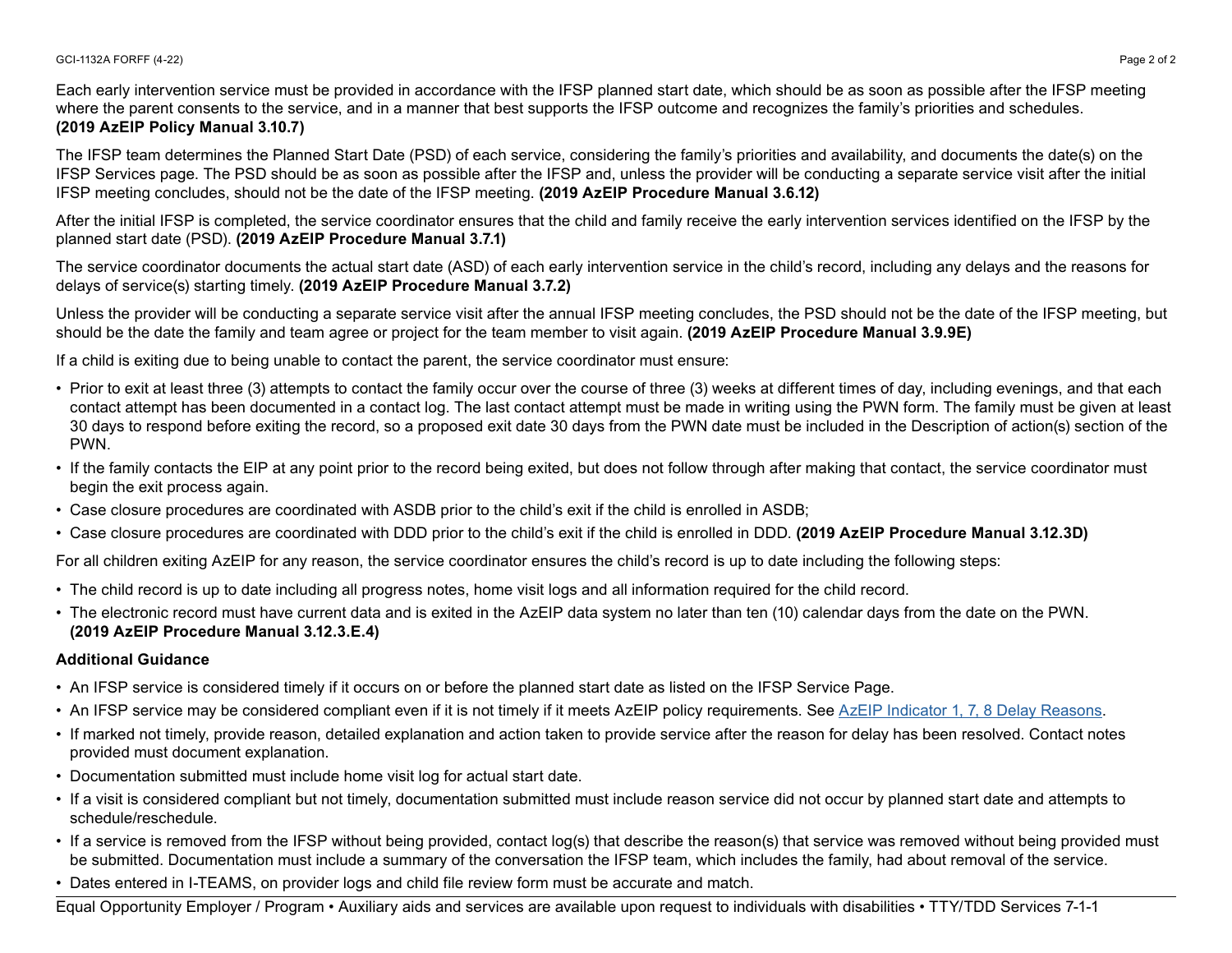Each early intervention service must be provided in accordance with the IFSP planned start date, which should be as soon as possible after the IFSP meeting where the parent consents to the service, and in a manner that best supports the IFSP outcome and recognizes the family's priorities and schedules. **(2019 AzEIP Policy Manual 3.10.7)**

The IFSP team determines the Planned Start Date (PSD) of each service, considering the family's priorities and availability, and documents the date(s) on the IFSP Services page. The PSD should be as soon as possible after the IFSP and, unless the provider will be conducting a separate service visit after the initial IFSP meeting concludes, should not be the date of the IFSP meeting. **(2019 AzEIP Procedure Manual 3.6.12)**

After the initial IFSP is completed, the service coordinator ensures that the child and family receive the early intervention services identified on the IFSP by the planned start date (PSD). **(2019 AzEIP Procedure Manual 3.7.1)**

The service coordinator documents the actual start date (ASD) of each early intervention service in the child's record, including any delays and the reasons for delays of service(s) starting timely. **(2019 AzEIP Procedure Manual 3.7.2)**

Unless the provider will be conducting a separate service visit after the annual IFSP meeting concludes, the PSD should not be the date of the IFSP meeting, but should be the date the family and team agree or project for the team member to visit again. **(2019 AzEIP Procedure Manual 3.9.9E)**

If a child is exiting due to being unable to contact the parent, the service coordinator must ensure:

- Prior to exit at least three (3) attempts to contact the family occur over the course of three (3) weeks at different times of day, including evenings, and that each contact attempt has been documented in a contact log. The last contact attempt must be made in writing using the PWN form. The family must be given at least 30 days to respond before exiting the record, so a proposed exit date 30 days from the PWN date must be included in the Description of action(s) section of the PWN.
- If the family contacts the EIP at any point prior to the record being exited, but does not follow through after making that contact, the service coordinator must begin the exit process again.
- Case closure procedures are coordinated with ASDB prior to the child's exit if the child is enrolled in ASDB;
- Case closure procedures are coordinated with DDD prior to the child's exit if the child is enrolled in DDD. **(2019 AzEIP Procedure Manual 3.12.3D)**

For all children exiting AzEIP for any reason, the service coordinator ensures the child's record is up to date including the following steps:

- The child record is up to date including all progress notes, home visit logs and all information required for the child record.
- The electronic record must have current data and is exited in the AzEIP data system no later than ten (10) calendar days from the date on the PWN. **(2019 AzEIP Procedure Manual 3.12.3.E.4)**

**Additional Guidance**

- An IFSP service is considered timely if it occurs on or before the planned start date as listed on the IFSP Service Page.
- An IFSP service may be considered compliant even if it is not timely if it meets AzEIP policy requirements. See AzEIP Indicator 1, 7, 8 Delay Reasons.
- If marked not timely, provide reason, detailed explanation and action taken to provide service after the reason for delay has been resolved. Contact notes provided must document explanation.
- Documentation submitted must include home visit log for actual start date.
- If a visit is considered compliant but not timely, documentation submitted must include reason service did not occur by planned start date and attempts to schedule/reschedule.
- If a service is removed from the IFSP without being provided, contact log(s) that describe the reason(s) that service was removed without being provided must be submitted. Documentation must include a summary of the conversation the IFSP team, which includes the family, had about removal of the service.
- Dates entered in I-TEAMS, on provider logs and child file review form must be accurate and match.